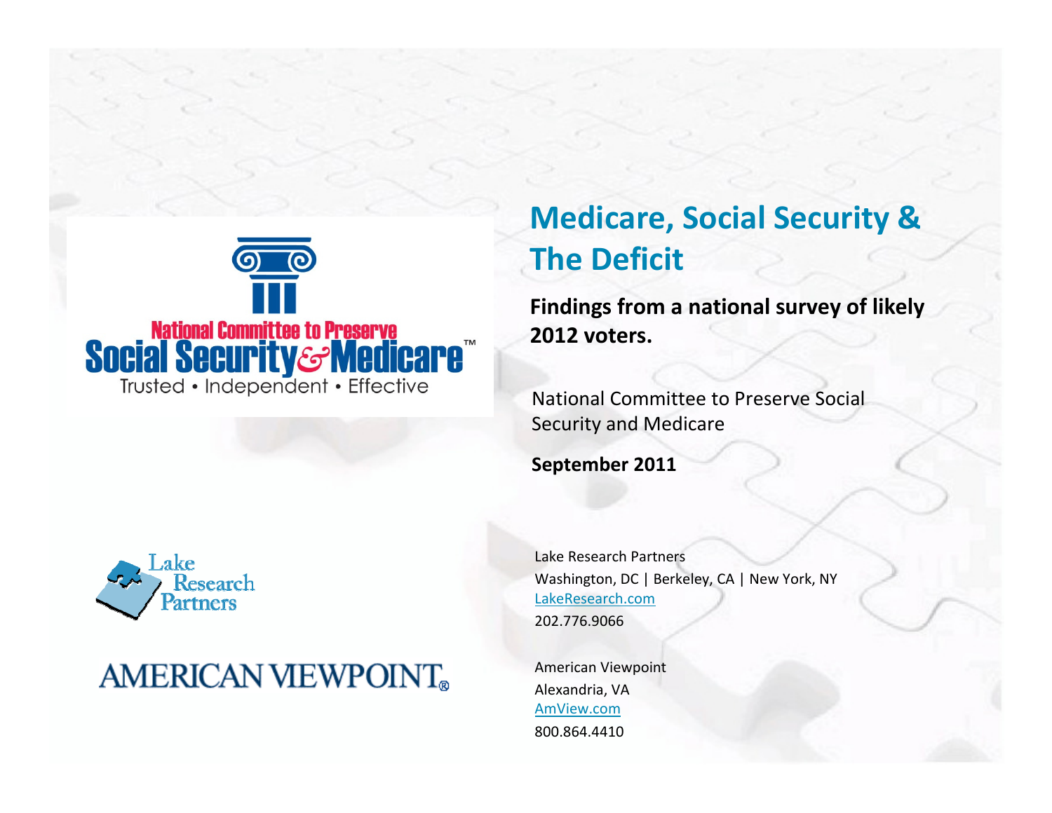National Committee to Preserve Social Security & Medicare™
Trusted • Independent • Effective

# Medicare, Social Security & The Deficit

**Findings from a national survey of likely 2012 voters.**

National Committee to Preserve Social Security and Medicare

**September 2011**

Lake Research Partners
Washington, DC | Berkeley, CA | New York, NY
LakeResearch.com
202.776.9066

American Viewpoint
Alexandria, VA
AmView.com
800.864.4410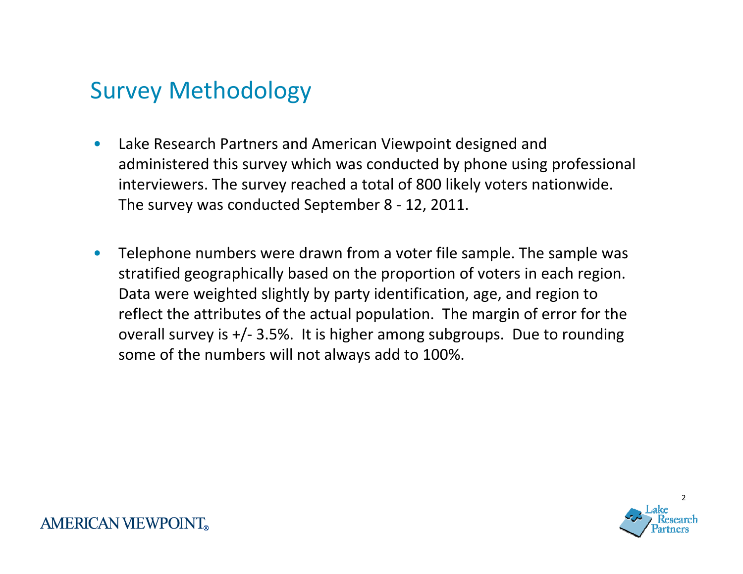# Survey Methodology

- Lake Research Partners and American Viewpoint designed and administered this survey which was conducted by phone using professional interviewers. The survey reached a total of 800 likely voters nationwide. The survey was conducted September 8 - 12, 2011.

- Telephone numbers were drawn from a voter file sample. The sample was stratified geographically based on the proportion of voters in each region. Data were weighted slightly by party identification, age, and region to reflect the attributes of the actual population. The margin of error for the overall survey is +/- 3.5%. It is higher among subgroups. Due to rounding some of the numbers will not always add to 100%.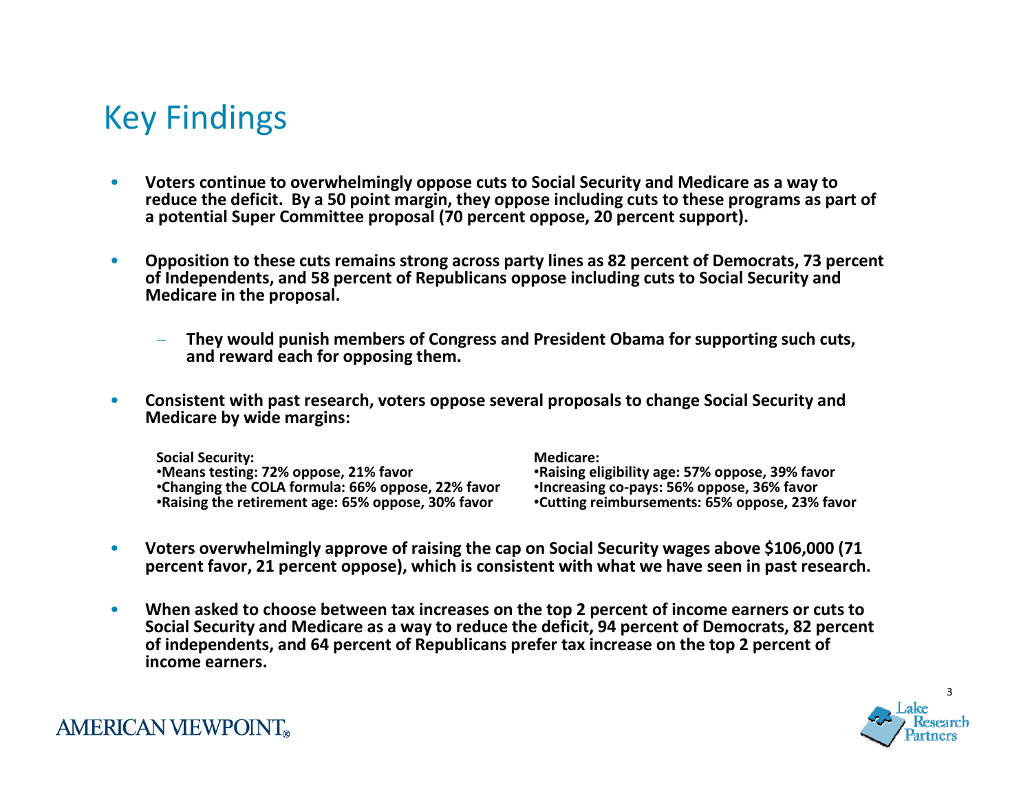# Key Findings

- **Voters continue to overwhelmingly oppose cuts to Social Security and Medicare as a way to reduce the deficit. By a 50 point margin, they oppose including cuts to these programs as part of a potential Super Committee proposal (70 percent oppose, 20 percent support).**

- **Opposition to these cuts remains strong across party lines as 82 percent of Democrats, 73 percent of Independents, and 58 percent of Republicans oppose including cuts to Social Security and Medicare in the proposal.**
  - **They would punish members of Congress and President Obama for supporting such cuts, and reward each for opposing them.**

- **Consistent with past research, voters oppose several proposals to change Social Security and Medicare by wide margins:**

  **Social Security:**
  - **Means testing: 72% oppose, 21% favor**
  - **Changing the COLA formula: 66% oppose, 22% favor**
  - **Raising the retirement age: 65% oppose, 30% favor**

  **Medicare:**
  - **Raising eligibility age: 57% oppose, 39% favor**
  - **Increasing co-pays: 56% oppose, 36% favor**
  - **Cutting reimbursements: 65% oppose, 23% favor**

- **Voters overwhelmingly approve of raising the cap on Social Security wages above $106,000 (71 percent favor, 21 percent oppose), which is consistent with what we have seen in past research.**

- **When asked to choose between tax increases on the top 2 percent of income earners or cuts to Social Security and Medicare as a way to reduce the deficit, 94 percent of Democrats, 82 percent of independents, and 64 percent of Republicans prefer tax increase on the top 2 percent of income earners.**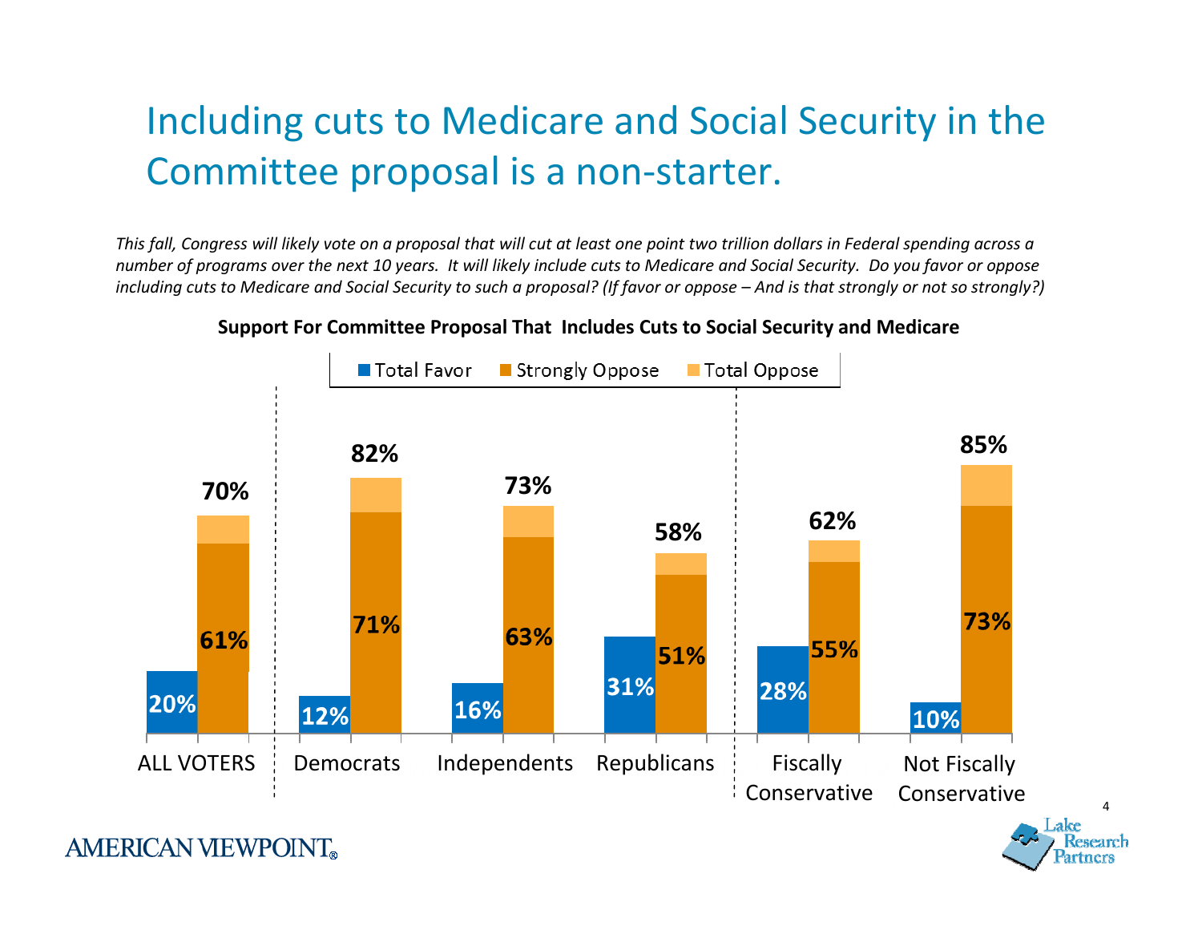# Including cuts to Medicare and Social Security in the Committee proposal is a non-starter.

*This fall, Congress will likely vote on a proposal that will cut at least one point two trillion dollars in Federal spending across a number of programs over the next 10 years. It will likely include cuts to Medicare and Social Security. Do you favor or oppose including cuts to Medicare and Social Security to such a proposal? (If favor or oppose – And is that strongly or not so strongly?)*

**Support For Committee Proposal That Includes Cuts to Social Security and Medicare**

| | Total Favor | Strongly Oppose | Total Oppose |
|---|---|---|---|
| ALL VOTERS | 20% | 61% | 70% |
| Democrats | 12% | 71% | 82% |
| Independents | 16% | 63% | 73% |
| Republicans | 31% | 51% | 58% |
| Fiscally Conservative | 28% | 55% | 62% |
| Not Fiscally Conservative | 10% | 73% | 85% |

AMERICAN VIEWPOINT®

Lake Research Partners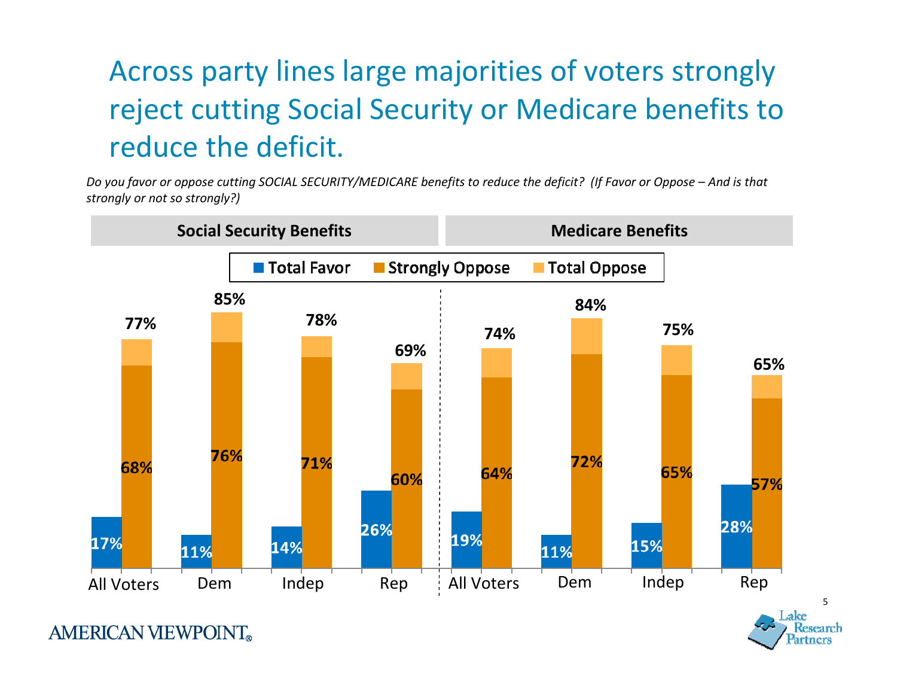# Across party lines large majorities of voters strongly reject cutting Social Security or Medicare benefits to reduce the deficit.

*Do you favor or oppose cutting SOCIAL SECURITY/MEDICARE benefits to reduce the deficit? (If Favor or Oppose – And is that strongly or not so strongly?)*

**Social Security Benefits**

| | Total Favor | Strongly Oppose | Total Oppose |
|---|---|---|---|
| All Voters | 17% | 68% | 77% |
| Dem | 11% | 76% | 85% |
| Indep | 14% | 71% | 78% |
| Rep | 26% | 60% | 69% |

**Medicare Benefits**

| | Total Favor | Strongly Oppose | Total Oppose |
|---|---|---|---|
| All Voters | 19% | 64% | 74% |
| Dem | 11% | 72% | 84% |
| Indep | 15% | 65% | 75% |
| Rep | 28% | 57% | 65% |

AMERICAN VIEWPOINT

Lake Research Partners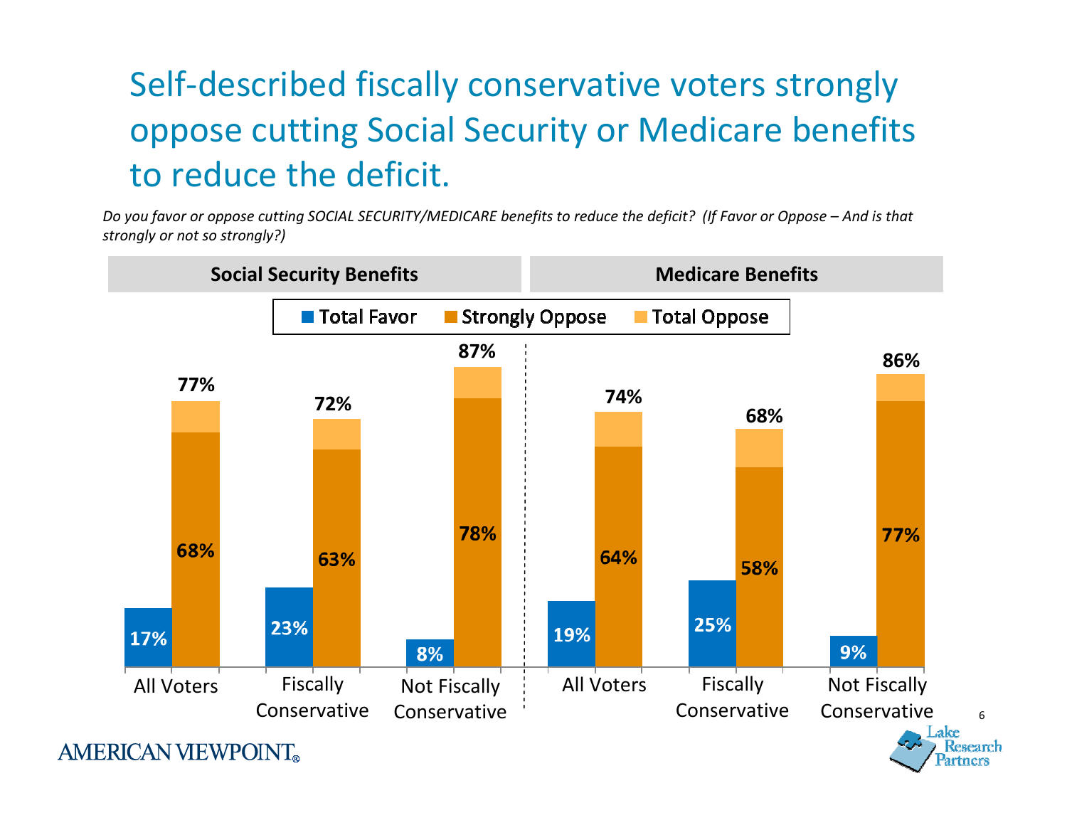# Self-described fiscally conservative voters strongly oppose cutting Social Security or Medicare benefits to reduce the deficit.

*Do you favor or oppose cutting SOCIAL SECURITY/MEDICARE benefits to reduce the deficit? (If Favor or Oppose – And is that strongly or not so strongly?)*

| | Social Security Benefits | | | Medicare Benefits | | |
|---|---|---|---|---|---|---|
| | All Voters | Fiscally Conservative | Not Fiscally Conservative | All Voters | Fiscally Conservative | Not Fiscally Conservative |
| Total Favor | 17% | 23% | 8% | 19% | 25% | 9% |
| Strongly Oppose | 68% | 63% | 78% | 64% | 58% | 77% |
| Total Oppose | 77% | 72% | 87% | 74% | 68% | 86% |

AMERICAN VIEWPOINT®

Lake Research Partners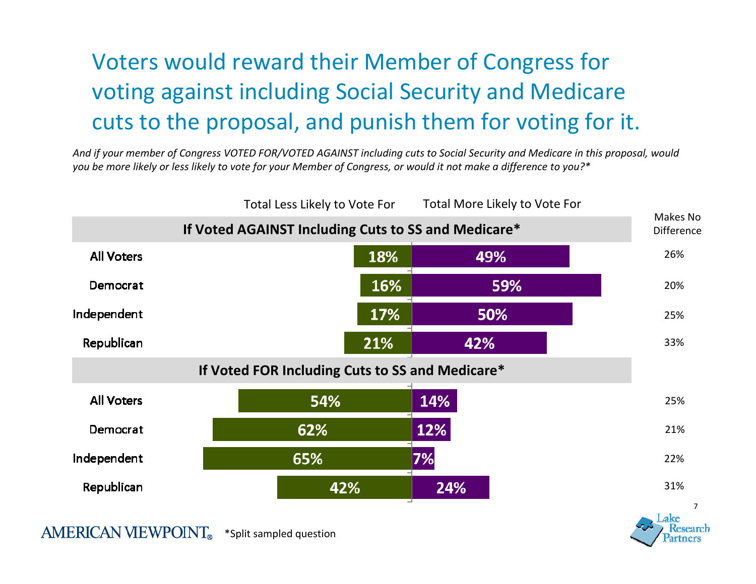# Voters would reward their Member of Congress for voting against including Social Security and Medicare cuts to the proposal, and punish them for voting for it.

*And if your member of Congress VOTED FOR/VOTED AGAINST including cuts to Social Security and Medicare in this proposal, would you be more likely or less likely to vote for your Member of Congress, or would it not make a difference to you?**

| | Total Less Likely to Vote For | Total More Likely to Vote For | Makes No Difference |
|---|---|---|---|
| **If Voted AGAINST Including Cuts to SS and Medicare*** | | | |
| All Voters | 18% | 49% | 26% |
| Democrat | 16% | 59% | 20% |
| Independent | 17% | 50% | 25% |
| Republican | 21% | 42% | 33% |
| **If Voted FOR Including Cuts to SS and Medicare*** | | | |
| All Voters | 54% | 14% | 25% |
| Democrat | 62% | 12% | 21% |
| Independent | 65% | 7% | 22% |
| Republican | 42% | 24% | 31% |

AMERICAN VIEWPOINT

*Split sampled question

Lake Research Partners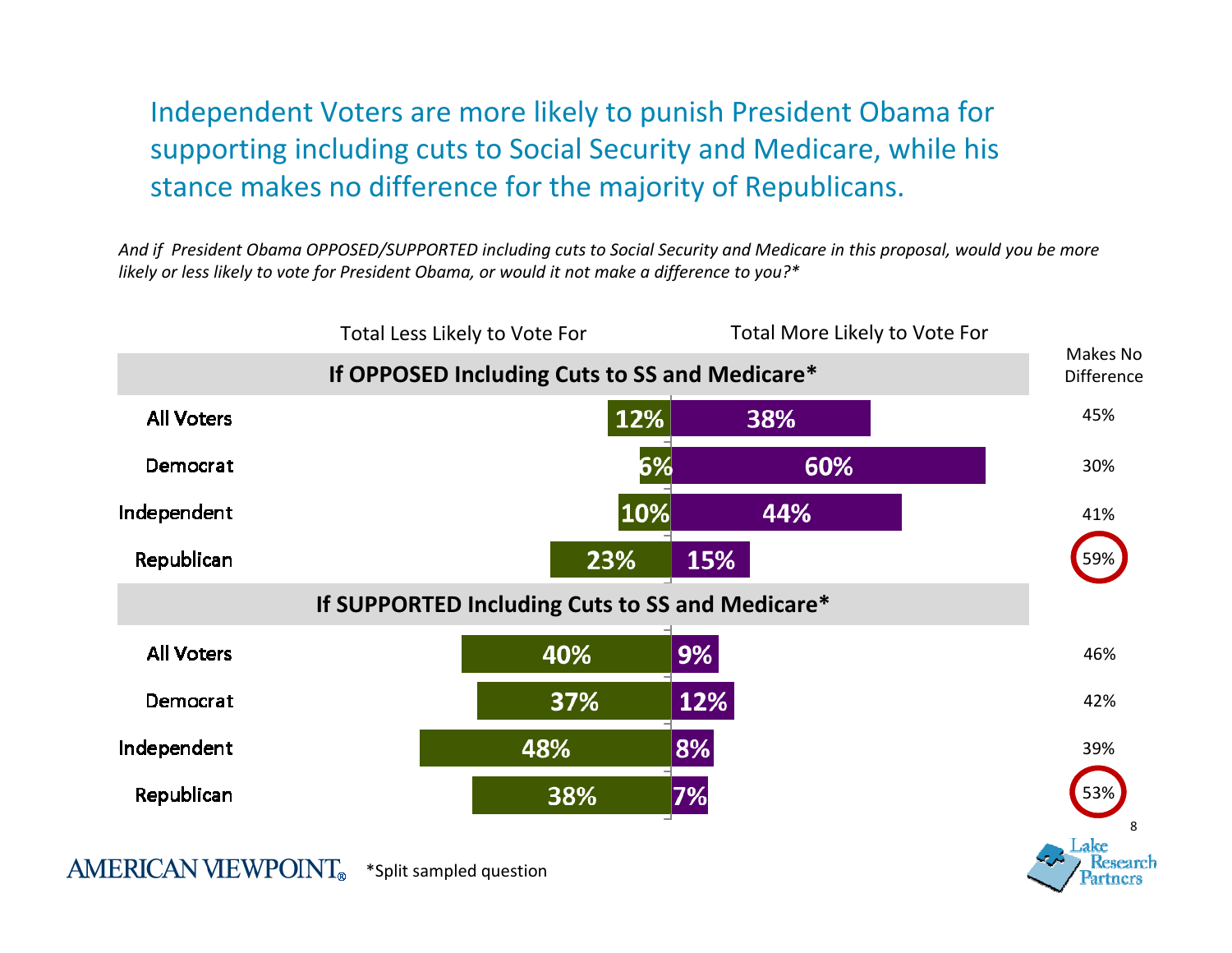# Independent Voters are more likely to punish President Obama for supporting including cuts to Social Security and Medicare, while his stance makes no difference for the majority of Republicans.

*And if President Obama OPPOSED/SUPPORTED including cuts to Social Security and Medicare in this proposal, would you be more likely or less likely to vote for President Obama, or would it not make a difference to you?**

| | Total Less Likely to Vote For | Total More Likely to Vote For | Makes No Difference |
|---|---|---|---|
| **If OPPOSED Including Cuts to SS and Medicare*** | | | |
| All Voters | 12% | 38% | 45% |
| Democrat | 6% | 60% | 30% |
| Independent | 10% | 44% | 41% |
| Republican | 23% | 15% | 59% |
| **If SUPPORTED Including Cuts to SS and Medicare*** | | | |
| All Voters | 40% | 9% | 46% |
| Democrat | 37% | 12% | 42% |
| Independent | 48% | 8% | 39% |
| Republican | 38% | 7% | 53% |

*Split sampled question

AMERICAN VIEWPOINT

Lake Research Partners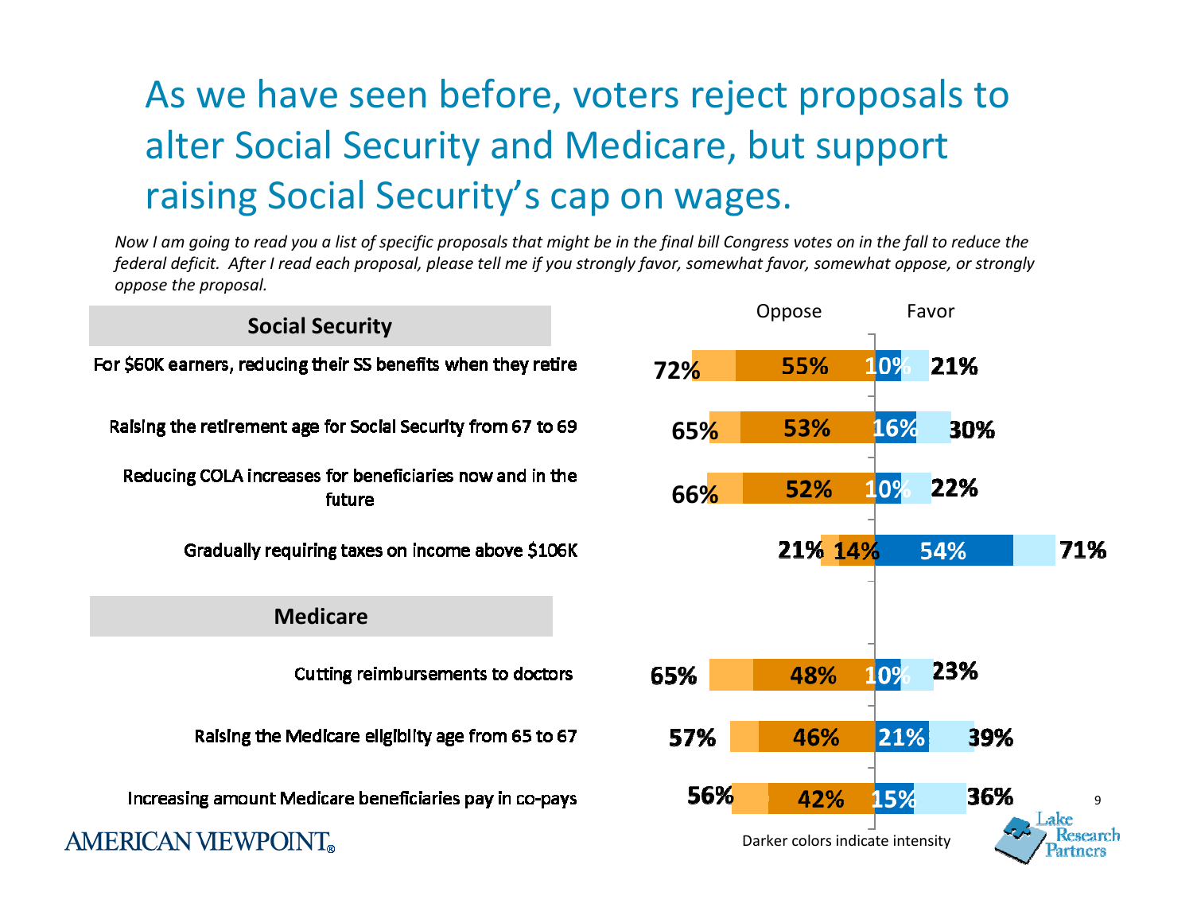# As we have seen before, voters reject proposals to alter Social Security and Medicare, but support raising Social Security's cap on wages.

*Now I am going to read you a list of specific proposals that might be in the final bill Congress votes on in the fall to reduce the federal deficit. After I read each proposal, please tell me if you strongly favor, somewhat favor, somewhat oppose, or strongly oppose the proposal.*

| | Oppose (Total) | Strongly Oppose | Strongly Favor | Favor (Total) |
|---|---|---|---|---|
| **Social Security** | | | | |
| For $60K earners, reducing their SS benefits when they retire | 72% | 55% | 10% | 21% |
| Raising the retirement age for Social Security from 67 to 69 | 65% | 53% | 16% | 30% |
| Reducing COLA increases for beneficiaries now and in the future | 66% | 52% | 10% | 22% |
| Gradually requiring taxes on income above $106K | 21% | 14% | 54% | 71% |
| **Medicare** | | | | |
| Cutting reimbursements to doctors | 65% | 48% | 10% | 23% |
| Raising the Medicare eligibility age from 65 to 67 | 57% | 46% | 21% | 39% |
| Increasing amount Medicare beneficiaries pay in co-pays | 56% | 42% | 15% | 36% |

Darker colors indicate intensity

AMERICAN VIEWPOINT®

Lake Research Partners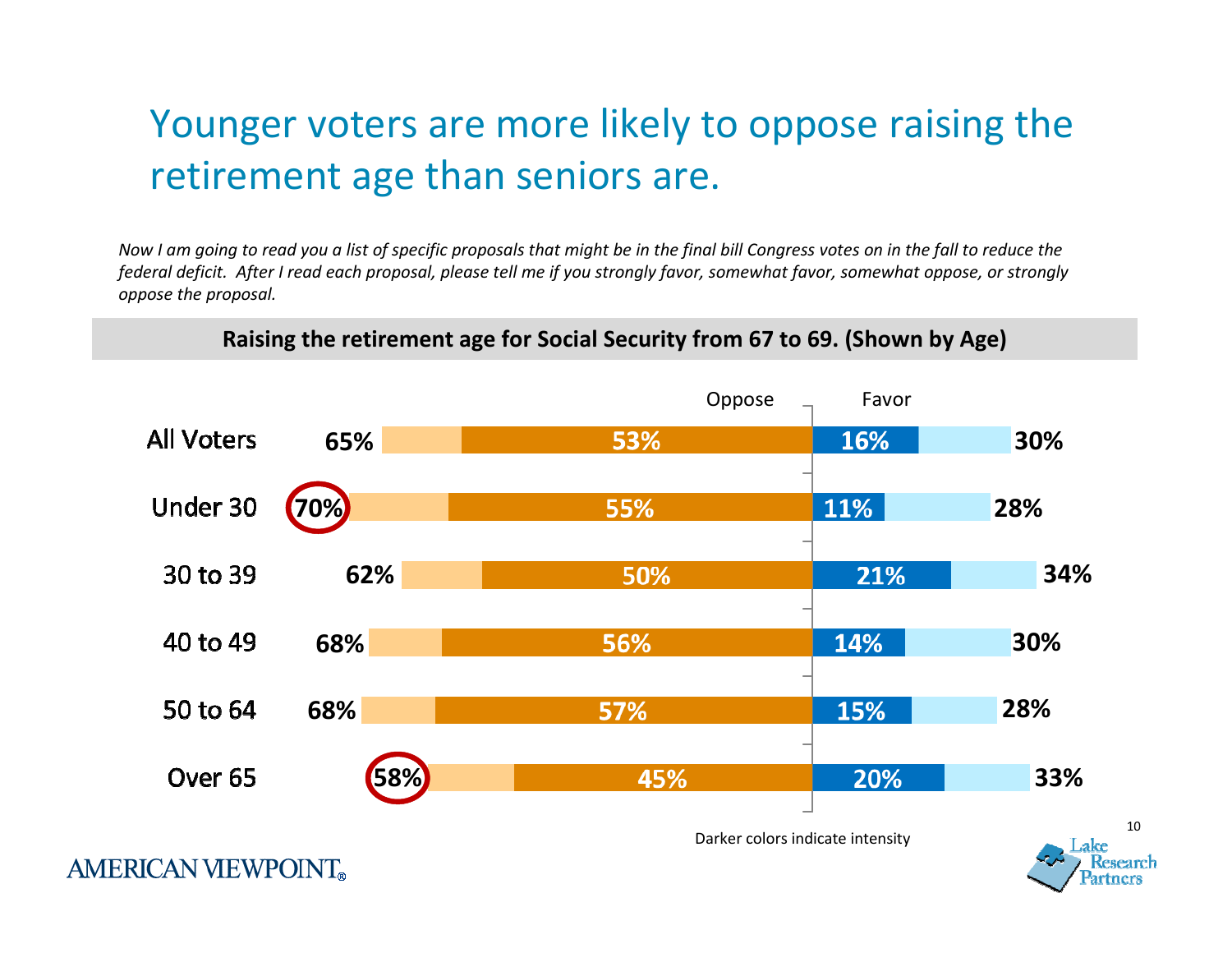# Younger voters are more likely to oppose raising the retirement age than seniors are.

*Now I am going to read you a list of specific proposals that might be in the final bill Congress votes on in the fall to reduce the federal deficit. After I read each proposal, please tell me if you strongly favor, somewhat favor, somewhat oppose, or strongly oppose the proposal.*

**Raising the retirement age for Social Security from 67 to 69. (Shown by Age)**

| | Oppose (Total) | Strongly Oppose | Strongly Favor | Favor (Total) |
|---|---|---|---|---|
| All Voters | 65% | 53% | 16% | 30% |
| Under 30 | 70% | 55% | 11% | 28% |
| 30 to 39 | 62% | 50% | 21% | 34% |
| 40 to 49 | 68% | 56% | 14% | 30% |
| 50 to 64 | 68% | 57% | 15% | 28% |
| Over 65 | 58% | 45% | 20% | 33% |

Darker colors indicate intensity

AMERICAN VIEWPOINT

Lake Research Partners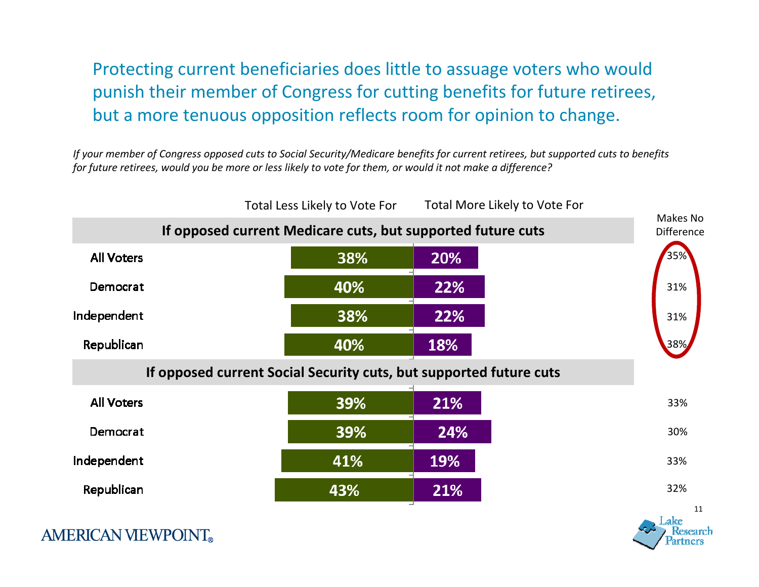# Protecting current beneficiaries does little to assuage voters who would punish their member of Congress for cutting benefits for future retirees, but a more tenuous opposition reflects room for opinion to change.

*If your member of Congress opposed cuts to Social Security/Medicare benefits for current retirees, but supported cuts to benefits for future retirees, would you be more or less likely to vote for them, or would it not make a difference?*

| | Total Less Likely to Vote For | Total More Likely to Vote For | Makes No Difference |
|---|---|---|---|
| **If opposed current Medicare cuts, but supported future cuts** | | | |
| All Voters | 38% | 20% | 35% |
| Democrat | 40% | 22% | 31% |
| Independent | 38% | 22% | 31% |
| Republican | 40% | 18% | 38% |
| **If opposed current Social Security cuts, but supported future cuts** | | | |
| All Voters | 39% | 21% | 33% |
| Democrat | 39% | 24% | 30% |
| Independent | 41% | 19% | 33% |
| Republican | 43% | 21% | 32% |

AMERICAN VIEWPOINT®

Lake Research Partners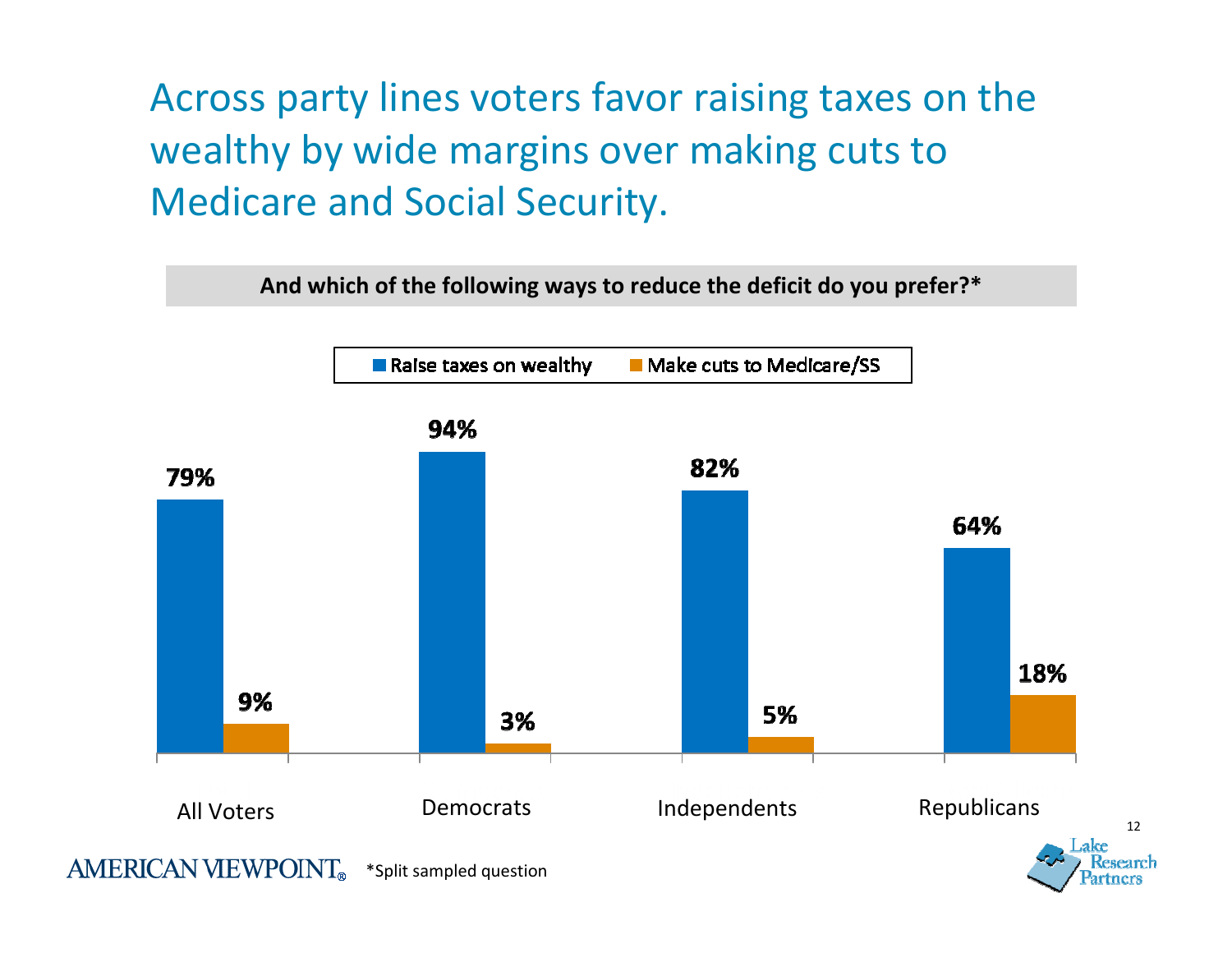# Across party lines voters favor raising taxes on the wealthy by wide margins over making cuts to Medicare and Social Security.

**And which of the following ways to reduce the deficit do you prefer?***

| | Raise taxes on wealthy | Make cuts to Medicare/SS |
|---|---|---|
| All Voters | 79% | 9% |
| Democrats | 94% | 3% |
| Independents | 82% | 5% |
| Republicans | 64% | 18% |

*Split sampled question

AMERICAN VIEWPOINT

Lake Research Partners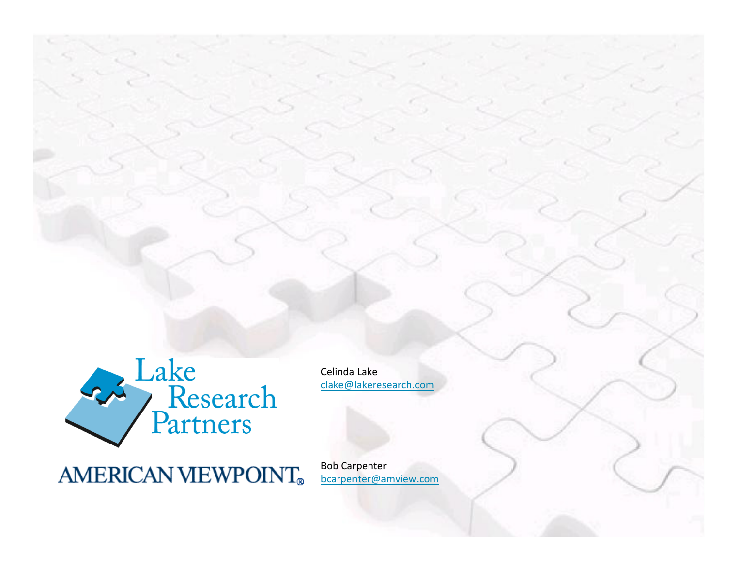Lake Research Partners

AMERICAN VIEWPOINT

Celinda Lake
clake@lakeresearch.com

Bob Carpenter
bcarpenter@amview.com